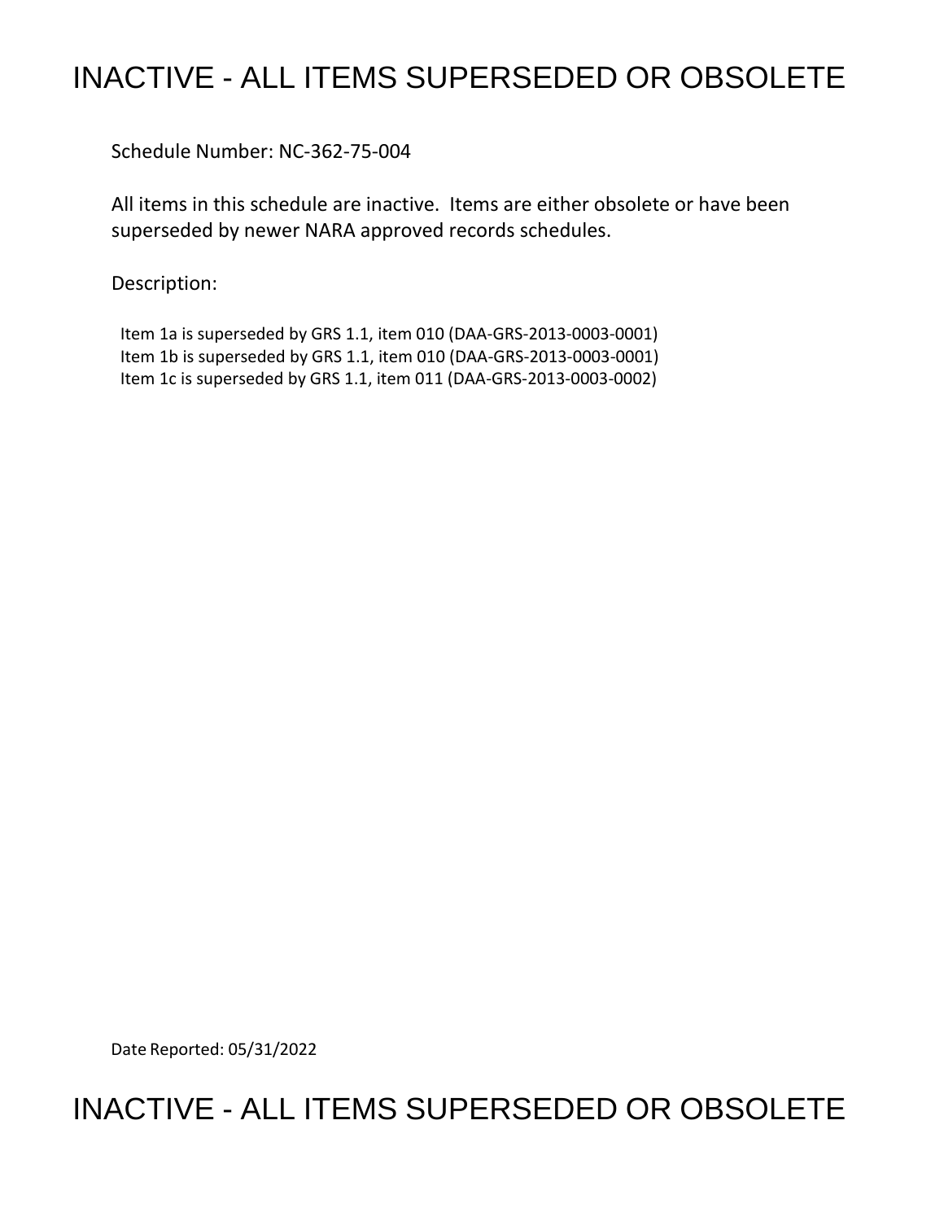# INACTIVE - ALL ITEMS SUPERSEDED OR OBSOLETE

Schedule Number: NC-362-75-004

All items in this schedule are inactive. Items are either obsolete or have been superseded by newer NARA approved records schedules.

Description:

Item 1a is superseded by GRS 1.1, item 010 (DAA-GRS-2013-0003-0001)
Item 1b is superseded by GRS 1.1, item 010 (DAA-GRS-2013-0003-0001)
Item 1c is superseded by GRS 1.1, item 011 (DAA-GRS-2013-0003-0002)

Date Reported: 05/31/2022

# INACTIVE - ALL ITEMS SUPERSEDED OR OBSOLETE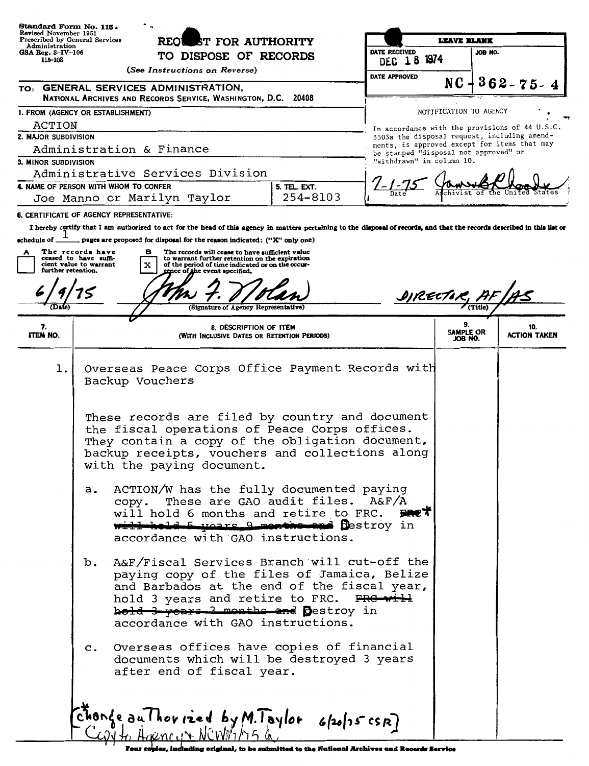Standard Form No. 115
Revised November 1951
Prescribed by General Services Administration
GSA Reg. 3-IV-106
115-103

# REQUEST FOR AUTHORITY TO DISPOSE OF RECORDS

(*See Instructions on Reverse*)

| LEAVE BLANK | |
|---|---|
| DATE RECEIVED DEC 18 1974 | JOB NO. |
| DATE APPROVED | NC - 362-75-4 |

TO: GENERAL SERVICES ADMINISTRATION,
NATIONAL ARCHIVES AND RECORDS SERVICE, WASHINGTON, D.C. 20408

1. FROM (AGENCY OR ESTABLISHMENT)
ACTION

2. MAJOR SUBDIVISION
Administration & Finance

3. MINOR SUBDIVISION
Administrative Services Division

4. NAME OF PERSON WITH WHOM TO CONFER
Joe Manno or Marilyn Taylor

5. TEL. EXT.
254-8103

NOTIFICATION TO AGENCY

In accordance with the provisions of 44 U.S.C. 3303a the disposal request, including amendments, is approved except for items that may be stamped "disposal not approved" or "withdrawn" in column 10.

7-1-75 James B Rhoads
Date — Archivist of the United States

6. CERTIFICATE OF AGENCY REPRESENTATIVE:

I hereby certify that I am authorized to act for the head of this agency in matters pertaining to the disposal of records, and that the records described in this list or schedule of 1 pages are proposed for disposal for the reason indicated: ("X" only one)

A [ ] The records have ceased to have sufficient value to warrant further retention.

B [X] The records will cease to have sufficient value to warrant further retention on the expiration of the period of time indicated or on the occurrence of the event specified.

6/9/75 — John F. Nolan — DIRECTOR, AF/AS
(Date) — (Signature of Agency Representative) — (Title)

| 7. ITEM NO. | 8. DESCRIPTION OF ITEM (WITH INCLUSIVE DATES OR RETENTION PERIODS) | 9. SAMPLE OR JOB NO. | 10. ACTION TAKEN |
|---|---|---|---|
| 1. | Overseas Peace Corps Office Payment Records with Backup Vouchers<br><br>These records are filed by country and document the fiscal operations of Peace Corps offices. They contain a copy of the obligation document, backup receipts, vouchers and collections along with the paying document.<br><br>a. ACTION/W has the fully documented paying copy. These are GAO audit files. A&F/A will hold 6 months and retire to FRC. ~~FRC will hold 5 years, 9 months and~~ Destroy in accordance with GAO instructions.<br><br>b. A&F/Fiscal Services Branch will cut-off the paying copy of the files of Jamaica, Belize and Barbados at the end of the fiscal year, hold 3 years and retire to FRC. ~~FRC will hold 3 years 3 months and~~ Destroy in accordance with GAO instructions.<br><br>c. Overseas offices have copies of financial documents which will be destroyed 3 years after end of fiscal year. | | |

[change authorized by M. Taylor 6/20/75 CSR]
Copy to Agency + NCW 7/75

Four copies, including original, to be submitted to the National Archives and Records Service